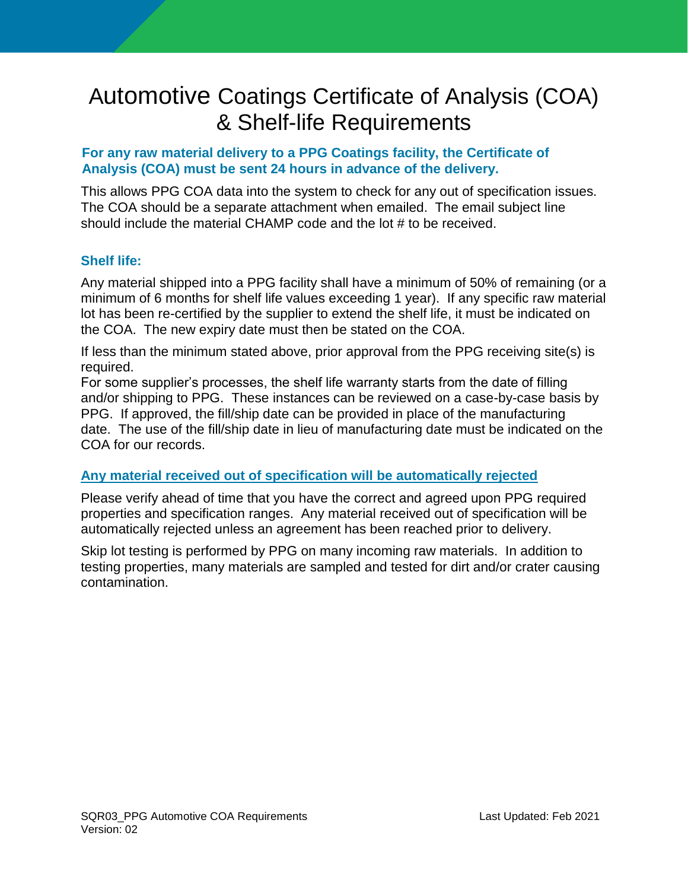# Automotive Coatings Certificate of Analysis (COA) & Shelf-life Requirements

**For any raw material delivery to a PPG Coatings facility, the Certificate of Analysis (COA) must be sent 24 hours in advance of the delivery.**

This allows PPG COA data into the system to check for any out of specification issues. The COA should be a separate attachment when emailed. The email subject line should include the material CHAMP code and the lot # to be received.

### Shelf life:

Any material shipped into a PPG facility shall have a minimum of 50% of remaining (or a minimum of 6 months for shelf life values exceeding 1 year). If any specific raw material lot has been re-certified by the supplier to extend the shelf life, it must be indicated on the COA. The new expiry date must then be stated on the COA.

If less than the minimum stated above, prior approval from the PPG receiving site(s) is required.
For some supplier's processes, the shelf life warranty starts from the date of filling and/or shipping to PPG. These instances can be reviewed on a case-by-case basis by PPG. If approved, the fill/ship date can be provided in place of the manufacturing date. The use of the fill/ship date in lieu of manufacturing date must be indicated on the COA for our records.

### Any material received out of specification will be automatically rejected

Please verify ahead of time that you have the correct and agreed upon PPG required properties and specification ranges. Any material received out of specification will be automatically rejected unless an agreement has been reached prior to delivery.

Skip lot testing is performed by PPG on many incoming raw materials. In addition to testing properties, many materials are sampled and tested for dirt and/or crater causing contamination.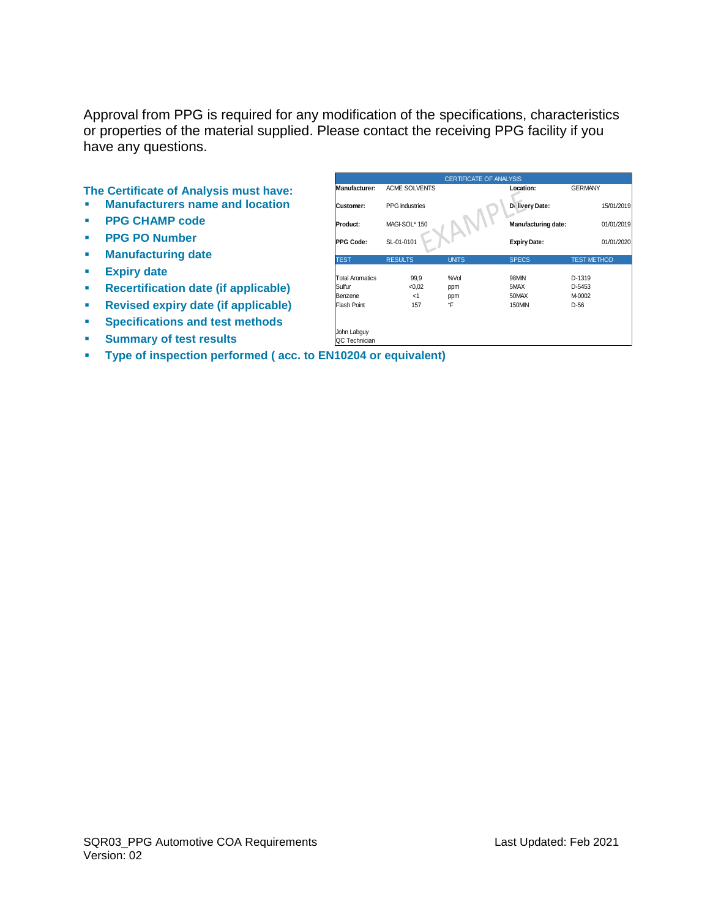Approval from PPG is required for any modification of the specifications, characteristics or properties of the material supplied. Please contact the receiving PPG facility if you have any questions.

**The Certificate of Analysis must have:**

- **Manufacturers name and location**
- **PPG CHAMP code**
- **PPG PO Number**
- **Manufacturing date**
- **Expiry date**
- **Recertification date (if applicable)**
- **Revised expiry date (if applicable)**
- **Specifications and test methods**
- **Summary of test results**
- **Type of inspection performed ( acc. to EN10204 or equivalent)**

| CERTIFICATE OF ANALYSIS | | | | |
|---|---|---|---|---|
| **Manufacturer:** | ACME SOLVENTS | | **Location:** | GERMANY |
| **Customer:** | PPG Industries | | **Delivery Date:** | 15/01/2019 |
| **Product:** | MAGI-SOL* 150 | | **Manufacturing date:** | 01/01/2019 |
| **PPG Code:** | SL-01-0101 | | **Expiry Date:** | 01/01/2020 |
| TEST | RESULTS | UNITS | SPECS | TEST METHOD |
| Total Aromatics | 99,9 | %Vol | 98MIN | D-1319 |
| Sulfur | <0,02 | ppm | 5MAX | D-5453 |
| Benzene | <1 | ppm | 50MAX | M-0002 |
| Flash Point | 157 | °F | 150MIN | D-56 |
| John Labguy<br>QC Technician | | | | |

EXAMPLE

SQR03_PPG Automotive COA Requirements
Version: 02

Last Updated: Feb 2021